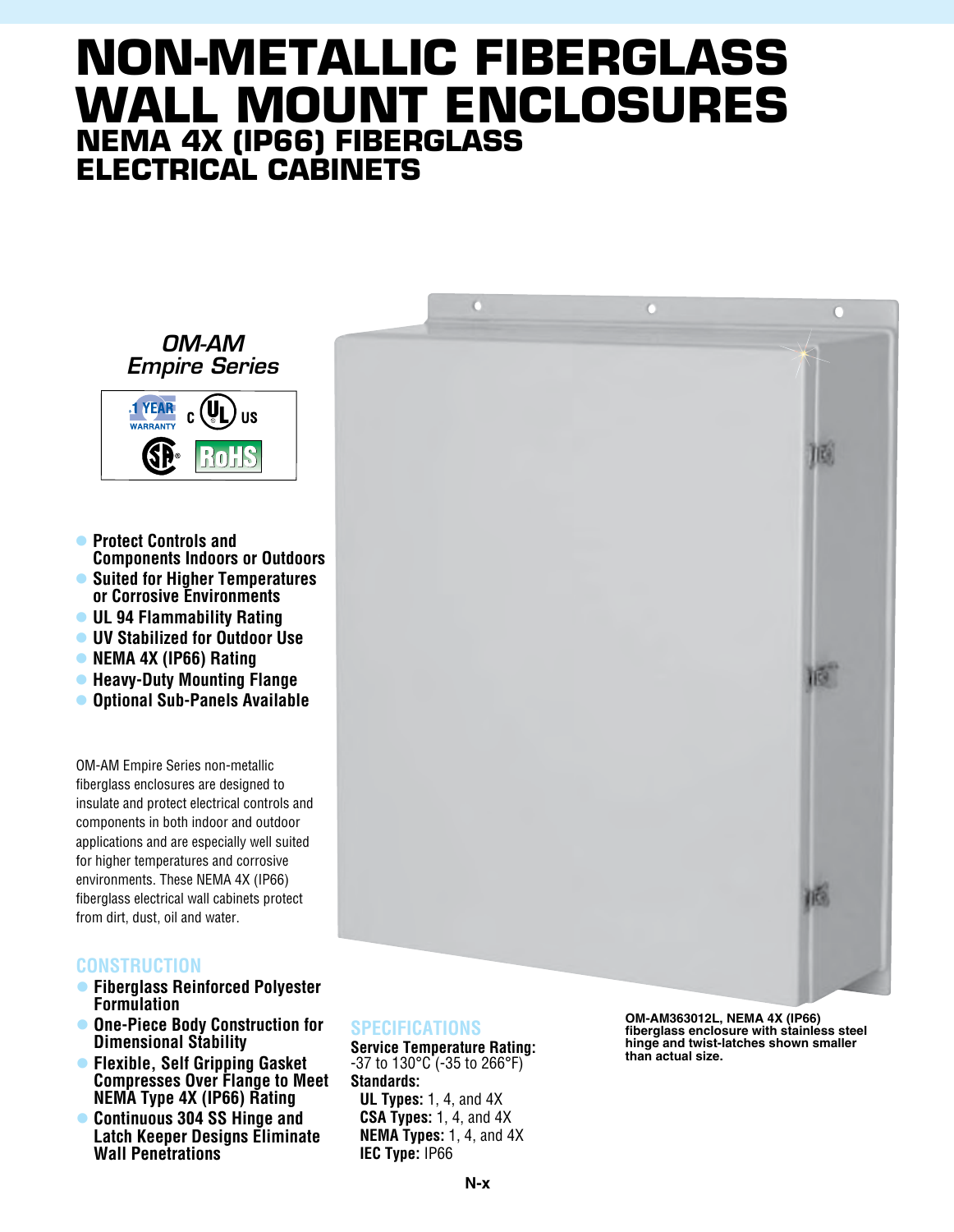# NON-METALLIC FIBERGLASS WALL MOUNT ENCLOSURES

## NEMA 4X (IP66) FIBERGLASS ELECTRICAL CABINETS

*OM-AM Empire Series*

1 YEAR WARRANTY c UL US RoHS

- **Protect Controls and Components Indoors or Outdoors**
- **Suited for Higher Temperatures or Corrosive Environments**
- **UL 94 Flammability Rating**
- **UV Stabilized for Outdoor Use**
- **NEMA 4X (IP66) Rating**
- **Heavy-Duty Mounting Flange**
- **Optional Sub-Panels Available**

OM-AM Empire Series non-metallic fiberglass enclosures are designed to insulate and protect electrical controls and components in both indoor and outdoor applications and are especially well suited for higher temperatures and corrosive environments. These NEMA 4X (IP66) fiberglass electrical wall cabinets protect from dirt, dust, oil and water.

### CONSTRUCTION

- **Fiberglass Reinforced Polyester Formulation**
- **One-Piece Body Construction for Dimensional Stability**
- **Flexible, Self Gripping Gasket Compresses Over Flange to Meet NEMA Type 4X (IP66) Rating**
- **Continuous 304 SS Hinge and Latch Keeper Designs Eliminate Wall Penetrations**

### SPECIFICATIONS

**Service Temperature Rating:** -37 to 130°C (-35 to 266°F)

**Standards:**

- **UL Types:** 1, 4, and 4X
- **CSA Types:** 1, 4, and 4X
- **NEMA Types:** 1, 4, and 4X
- **IEC Type:** IP66

**OM-AM363012L, NEMA 4X (IP66) fiberglass enclosure with stainless steel hinge and twist-latches shown smaller than actual size.**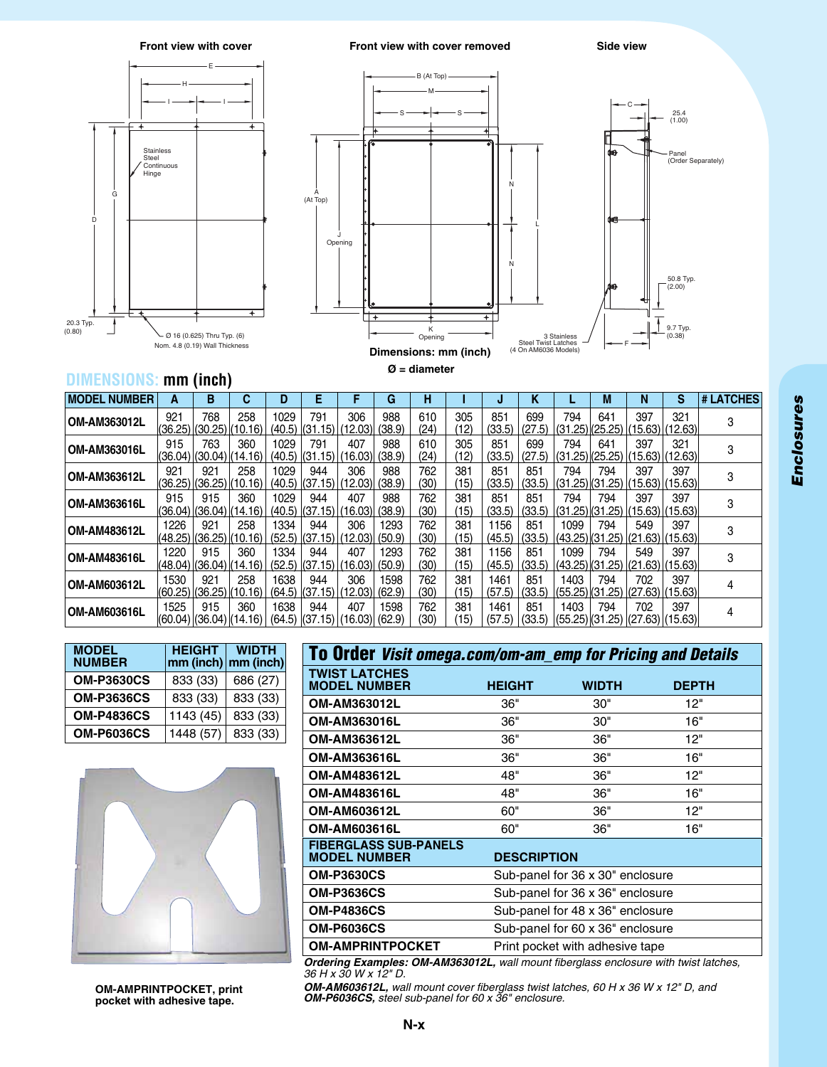Front view with cover

Front view with cover removed

Side view

Stainless Steel Continuous Hinge

20.3 Typ. (0.80)

Ø 16 (0.625) Thru Typ. (6)
Nom. 4.8 (0.19) Wall Thickness

B (At Top)

A (At Top)

J Opening

K Opening

25.4 (1.00)

Panel (Order Separately)

50.8 Typ. (2.00)

9.7 Typ. (0.38)

3 Stainless Steel Twist Latches (4 On AM6036 Models)

Dimensions: mm (inch)

Ø = diameter

## DIMENSIONS: mm (inch)

| MODEL NUMBER | A | B | C | D | E | F | G | H | I | J | K | L | M | N | S | # LATCHES |
|---|---|---|---|---|---|---|---|---|---|---|---|---|---|---|---|---|
| OM-AM363012L | 921 (36.25) | 768 (30.25) | 258 (10.16) | 1029 (40.5) | 791 (31.15) | 306 (12.03) | 988 (38.9) | 610 (24) | 305 (12) | 851 (33.5) | 699 (27.5) | 794 (31.25) | 641 (25.25) | 397 (15.63) | 321 (12.63) | 3 |
| OM-AM363016L | 915 (36.04) | 763 (30.04) | 360 (14.16) | 1029 (40.5) | 791 (31.15) | 407 (16.03) | 988 (38.9) | 610 (24) | 305 (12) | 851 (33.5) | 699 (27.5) | 794 (31.25) | 641 (25.25) | 397 (15.63) | 321 (12.63) | 3 |
| OM-AM363612L | 921 (36.25) | 921 (36.25) | 258 (10.16) | 1029 (40.5) | 944 (37.15) | 306 (12.03) | 988 (38.9) | 762 (30) | 381 (15) | 851 (33.5) | 851 (33.5) | 794 (31.25) | 794 (31.25) | 397 (15.63) | 397 (15.63) | 3 |
| OM-AM363616L | 915 (36.04) | 915 (36.04) | 360 (14.16) | 1029 (40.5) | 944 (37.15) | 407 (16.03) | 988 (38.9) | 762 (30) | 381 (15) | 851 (33.5) | 851 (33.5) | 794 (31.25) | 794 (31.25) | 397 (15.63) | 397 (15.63) | 3 |
| OM-AM483612L | 1226 (48.25) | 921 (36.25) | 258 (10.16) | 1334 (52.5) | 944 (37.15) | 306 (12.03) | 1293 (50.9) | 762 (30) | 381 (15) | 1156 (45.5) | 851 (33.5) | 1099 (43.25) | 794 (31.25) | 549 (21.63) | 397 (15.63) | 3 |
| OM-AM483616L | 1220 (48.04) | 915 (36.04) | 360 (14.16) | 1334 (52.5) | 944 (37.15) | 407 (16.03) | 1293 (50.9) | 762 (30) | 381 (15) | 1156 (45.5) | 851 (33.5) | 1099 (43.25) | 794 (31.25) | 549 (21.63) | 397 (15.63) | 3 |
| OM-AM603612L | 1530 (60.25) | 921 (36.25) | 258 (10.16) | 1638 (64.5) | 944 (37.15) | 306 (12.03) | 1598 (62.9) | 762 (30) | 381 (15) | 1461 (57.5) | 851 (33.5) | 1403 (55.25) | 794 (31.25) | 702 (27.63) | 397 (15.63) | 4 |
| OM-AM603616L | 1525 (60.04) | 915 (36.04) | 360 (14.16) | 1638 (64.5) | 944 (37.15) | 407 (16.03) | 1598 (62.9) | 762 (30) | 381 (15) | 1461 (57.5) | 851 (33.5) | 1403 (55.25) | 794 (31.25) | 702 (27.63) | 397 (15.63) | 4 |

| MODEL NUMBER | HEIGHT mm (inch) | WIDTH mm (inch) |
|---|---|---|
| OM-P3630CS | 833 (33) | 686 (27) |
| OM-P3636CS | 833 (33) | 833 (33) |
| OM-P4836CS | 1143 (45) | 833 (33) |
| OM-P6036CS | 1448 (57) | 833 (33) |

OM-AMPRINTPOCKET, print pocket with adhesive tape.

## To Order *Visit omega.com/om-am_emp for Pricing and Details*

| TWIST LATCHES MODEL NUMBER | HEIGHT | WIDTH | DEPTH |
|---|---|---|---|
| OM-AM363012L | 36" | 30" | 12" |
| OM-AM363016L | 36" | 30" | 16" |
| OM-AM363612L | 36" | 36" | 12" |
| OM-AM363616L | 36" | 36" | 16" |
| OM-AM483612L | 48" | 36" | 12" |
| OM-AM483616L | 48" | 36" | 16" |
| OM-AM603612L | 60" | 36" | 12" |
| OM-AM603616L | 60" | 36" | 16" |

| FIBERGLASS SUB-PANELS MODEL NUMBER | DESCRIPTION |
|---|---|
| OM-P3630CS | Sub-panel for 36 x 30" enclosure |
| OM-P3636CS | Sub-panel for 36 x 36" enclosure |
| OM-P4836CS | Sub-panel for 48 x 36" enclosure |
| OM-P6036CS | Sub-panel for 60 x 36" enclosure |
| OM-AMPRINTPOCKET | Print pocket with adhesive tape |

*Ordering Examples:* ***OM-AM363012L****, wall mount fiberglass enclosure with twist latches, 36 H x 30 W x 12" D.*

***OM-AM603612L****, wall mount cover fiberglass twist latches, 60 H x 36 W x 12" D, and* ***OM-P6036CS****, steel sub-panel for 60 x 36" enclosure.*